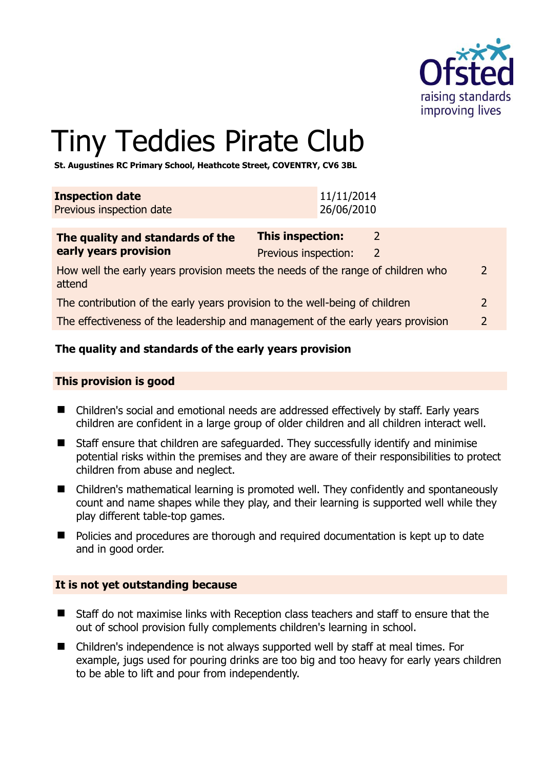Ofsted
raising standards
improving lives

# Tiny Teddies Pirate Club

**St. Augustines RC Primary School, Heathcote Street, COVENTRY, CV6 3BL**

| **Inspection date** | 11/11/2014 |
|---|---|
| Previous inspection date | 26/06/2010 |

| **The quality and standards of the early years provision** | **This inspection:** | 2 |
|---|---|---|
| | Previous inspection: | 2 |
| How well the early years provision meets the needs of the range of children who attend | | 2 |
| The contribution of the early years provision to the well-being of children | | 2 |
| The effectiveness of the leadership and management of the early years provision | | 2 |

## The quality and standards of the early years provision

### This provision is good

- Children's social and emotional needs are addressed effectively by staff. Early years children are confident in a large group of older children and all children interact well.
- Staff ensure that children are safeguarded. They successfully identify and minimise potential risks within the premises and they are aware of their responsibilities to protect children from abuse and neglect.
- Children's mathematical learning is promoted well. They confidently and spontaneously count and name shapes while they play, and their learning is supported well while they play different table-top games.
- Policies and procedures are thorough and required documentation is kept up to date and in good order.

### It is not yet outstanding because

- Staff do not maximise links with Reception class teachers and staff to ensure that the out of school provision fully complements children's learning in school.
- Children's independence is not always supported well by staff at meal times. For example, jugs used for pouring drinks are too big and too heavy for early years children to be able to lift and pour from independently.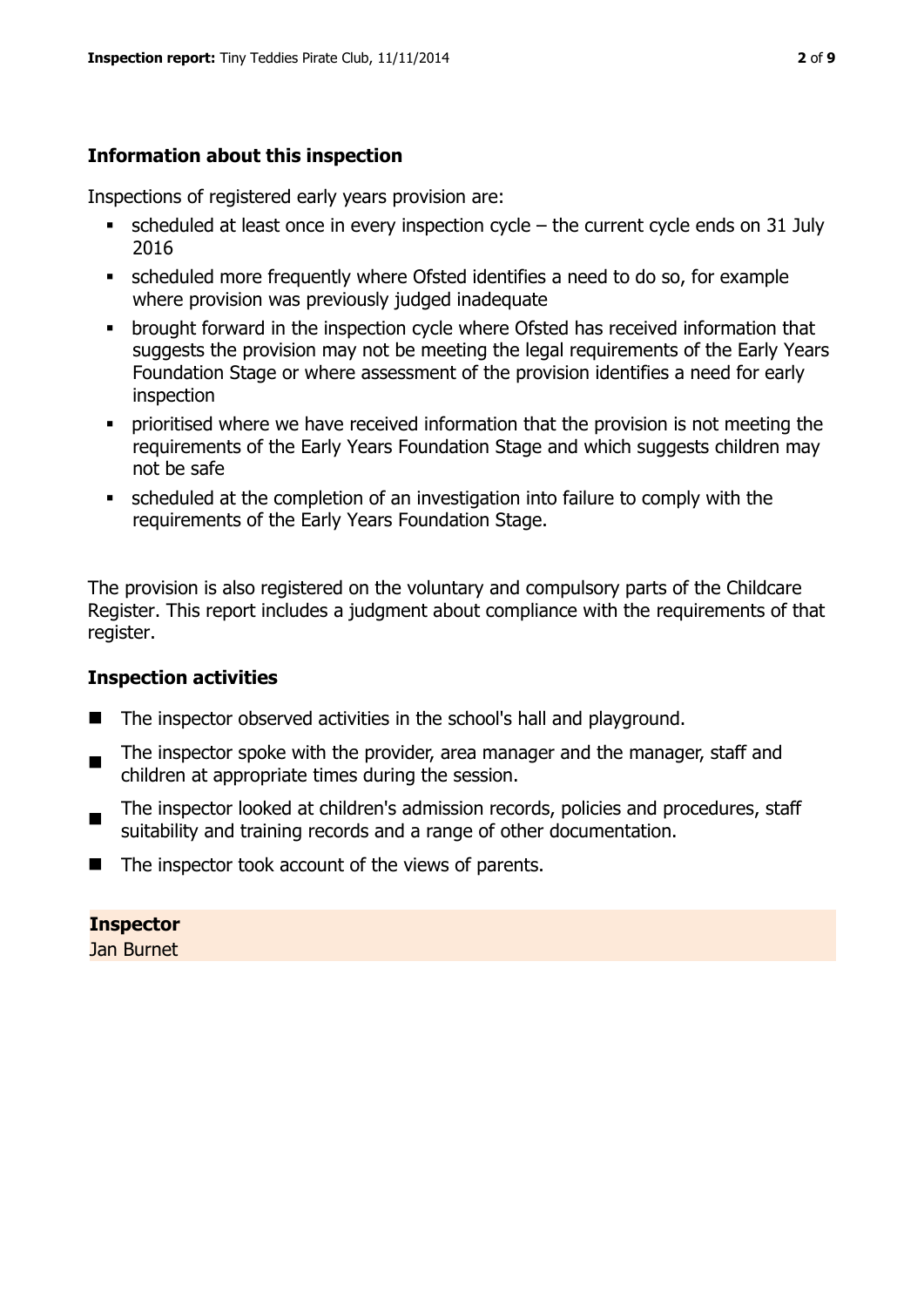### Information about this inspection

Inspections of registered early years provision are:

- scheduled at least once in every inspection cycle – the current cycle ends on 31 July 2016
- scheduled more frequently where Ofsted identifies a need to do so, for example where provision was previously judged inadequate
- brought forward in the inspection cycle where Ofsted has received information that suggests the provision may not be meeting the legal requirements of the Early Years Foundation Stage or where assessment of the provision identifies a need for early inspection
- prioritised where we have received information that the provision is not meeting the requirements of the Early Years Foundation Stage and which suggests children may not be safe
- scheduled at the completion of an investigation into failure to comply with the requirements of the Early Years Foundation Stage.

The provision is also registered on the voluntary and compulsory parts of the Childcare Register. This report includes a judgment about compliance with the requirements of that register.

### Inspection activities

- The inspector observed activities in the school's hall and playground.
- The inspector spoke with the provider, area manager and the manager, staff and children at appropriate times during the session.
- The inspector looked at children's admission records, policies and procedures, staff suitability and training records and a range of other documentation.
- The inspector took account of the views of parents.

**Inspector**
Jan Burnet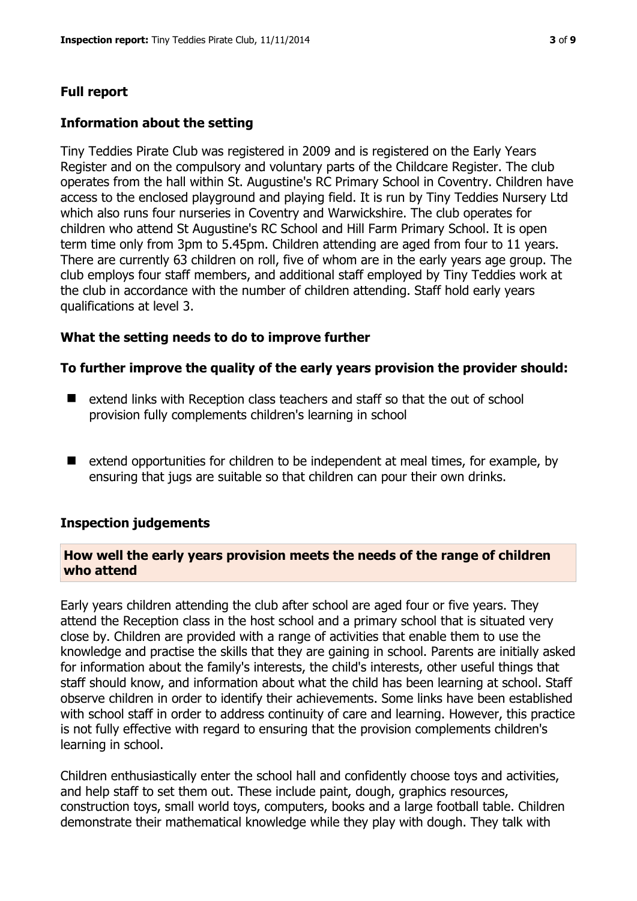## Full report

### Information about the setting

Tiny Teddies Pirate Club was registered in 2009 and is registered on the Early Years Register and on the compulsory and voluntary parts of the Childcare Register. The club operates from the hall within St. Augustine's RC Primary School in Coventry. Children have access to the enclosed playground and playing field. It is run by Tiny Teddies Nursery Ltd which also runs four nurseries in Coventry and Warwickshire. The club operates for children who attend St Augustine's RC School and Hill Farm Primary School. It is open term time only from 3pm to 5.45pm. Children attending are aged from four to 11 years. There are currently 63 children on roll, five of whom are in the early years age group. The club employs four staff members, and additional staff employed by Tiny Teddies work at the club in accordance with the number of children attending. Staff hold early years qualifications at level 3.

### What the setting needs to do to improve further

#### To further improve the quality of the early years provision the provider should:

- extend links with Reception class teachers and staff so that the out of school provision fully complements children's learning in school
- extend opportunities for children to be independent at meal times, for example, by ensuring that jugs are suitable so that children can pour their own drinks.

### Inspection judgements

#### How well the early years provision meets the needs of the range of children who attend

Early years children attending the club after school are aged four or five years. They attend the Reception class in the host school and a primary school that is situated very close by. Children are provided with a range of activities that enable them to use the knowledge and practise the skills that they are gaining in school. Parents are initially asked for information about the family's interests, the child's interests, other useful things that staff should know, and information about what the child has been learning at school. Staff observe children in order to identify their achievements. Some links have been established with school staff in order to address continuity of care and learning. However, this practice is not fully effective with regard to ensuring that the provision complements children's learning in school.

Children enthusiastically enter the school hall and confidently choose toys and activities, and help staff to set them out. These include paint, dough, graphics resources, construction toys, small world toys, computers, books and a large football table. Children demonstrate their mathematical knowledge while they play with dough. They talk with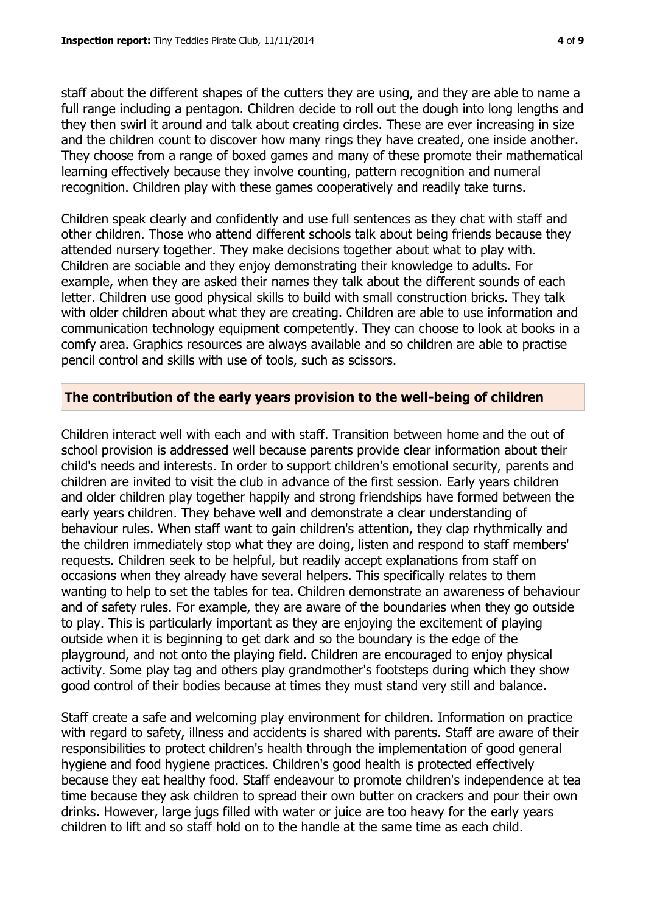staff about the different shapes of the cutters they are using, and they are able to name a full range including a pentagon. Children decide to roll out the dough into long lengths and they then swirl it around and talk about creating circles. These are ever increasing in size and the children count to discover how many rings they have created, one inside another. They choose from a range of boxed games and many of these promote their mathematical learning effectively because they involve counting, pattern recognition and numeral recognition. Children play with these games cooperatively and readily take turns.

Children speak clearly and confidently and use full sentences as they chat with staff and other children. Those who attend different schools talk about being friends because they attended nursery together. They make decisions together about what to play with. Children are sociable and they enjoy demonstrating their knowledge to adults. For example, when they are asked their names they talk about the different sounds of each letter. Children use good physical skills to build with small construction bricks. They talk with older children about what they are creating. Children are able to use information and communication technology equipment competently. They can choose to look at books in a comfy area. Graphics resources are always available and so children are able to practise pencil control and skills with use of tools, such as scissors.

## The contribution of the early years provision to the well-being of children

Children interact well with each and with staff. Transition between home and the out of school provision is addressed well because parents provide clear information about their child's needs and interests. In order to support children's emotional security, parents and children are invited to visit the club in advance of the first session. Early years children and older children play together happily and strong friendships have formed between the early years children. They behave well and demonstrate a clear understanding of behaviour rules. When staff want to gain children's attention, they clap rhythmically and the children immediately stop what they are doing, listen and respond to staff members' requests. Children seek to be helpful, but readily accept explanations from staff on occasions when they already have several helpers. This specifically relates to them wanting to help to set the tables for tea. Children demonstrate an awareness of behaviour and of safety rules. For example, they are aware of the boundaries when they go outside to play. This is particularly important as they are enjoying the excitement of playing outside when it is beginning to get dark and so the boundary is the edge of the playground, and not onto the playing field. Children are encouraged to enjoy physical activity. Some play tag and others play grandmother's footsteps during which they show good control of their bodies because at times they must stand very still and balance.

Staff create a safe and welcoming play environment for children. Information on practice with regard to safety, illness and accidents is shared with parents. Staff are aware of their responsibilities to protect children's health through the implementation of good general hygiene and food hygiene practices. Children's good health is protected effectively because they eat healthy food. Staff endeavour to promote children's independence at tea time because they ask children to spread their own butter on crackers and pour their own drinks. However, large jugs filled with water or juice are too heavy for the early years children to lift and so staff hold on to the handle at the same time as each child.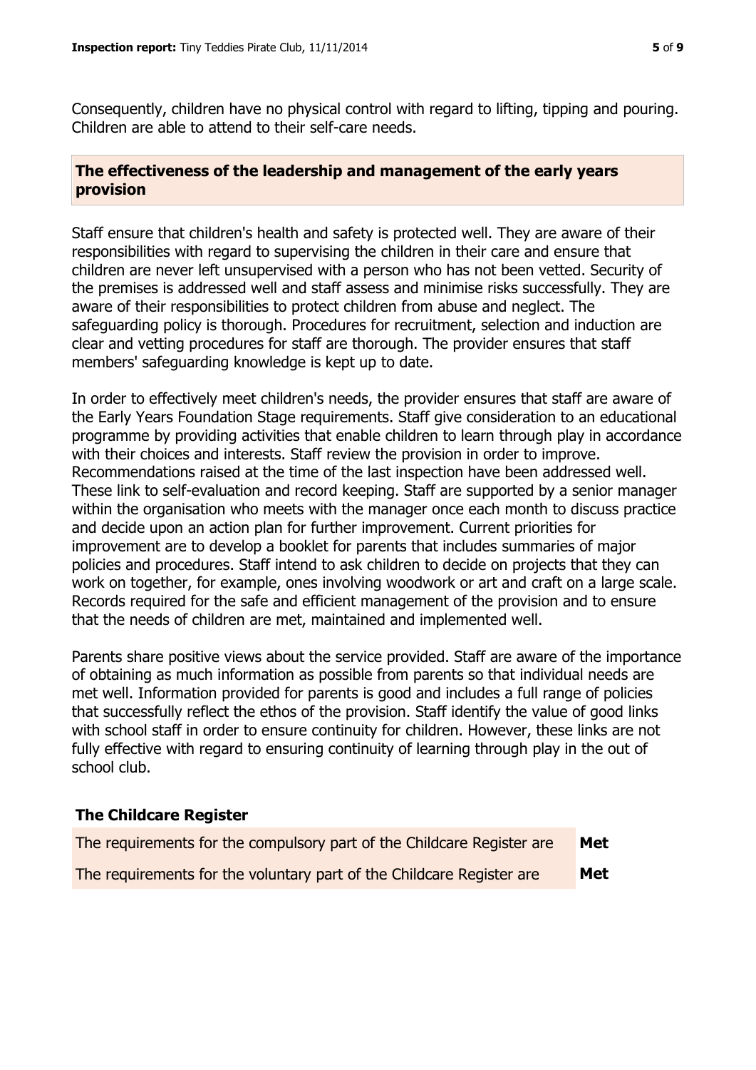Consequently, children have no physical control with regard to lifting, tipping and pouring. Children are able to attend to their self-care needs.

## The effectiveness of the leadership and management of the early years provision

Staff ensure that children's health and safety is protected well. They are aware of their responsibilities with regard to supervising the children in their care and ensure that children are never left unsupervised with a person who has not been vetted. Security of the premises is addressed well and staff assess and minimise risks successfully. They are aware of their responsibilities to protect children from abuse and neglect. The safeguarding policy is thorough. Procedures for recruitment, selection and induction are clear and vetting procedures for staff are thorough. The provider ensures that staff members' safeguarding knowledge is kept up to date.

In order to effectively meet children's needs, the provider ensures that staff are aware of the Early Years Foundation Stage requirements. Staff give consideration to an educational programme by providing activities that enable children to learn through play in accordance with their choices and interests. Staff review the provision in order to improve. Recommendations raised at the time of the last inspection have been addressed well. These link to self-evaluation and record keeping. Staff are supported by a senior manager within the organisation who meets with the manager once each month to discuss practice and decide upon an action plan for further improvement. Current priorities for improvement are to develop a booklet for parents that includes summaries of major policies and procedures. Staff intend to ask children to decide on projects that they can work on together, for example, ones involving woodwork or art and craft on a large scale. Records required for the safe and efficient management of the provision and to ensure that the needs of children are met, maintained and implemented well.

Parents share positive views about the service provided. Staff are aware of the importance of obtaining as much information as possible from parents so that individual needs are met well. Information provided for parents is good and includes a full range of policies that successfully reflect the ethos of the provision. Staff identify the value of good links with school staff in order to ensure continuity for children. However, these links are not fully effective with regard to ensuring continuity of learning through play in the out of school club.

## The Childcare Register

| | |
|---|---|
| The requirements for the compulsory part of the Childcare Register are | **Met** |
| The requirements for the voluntary part of the Childcare Register are | **Met** |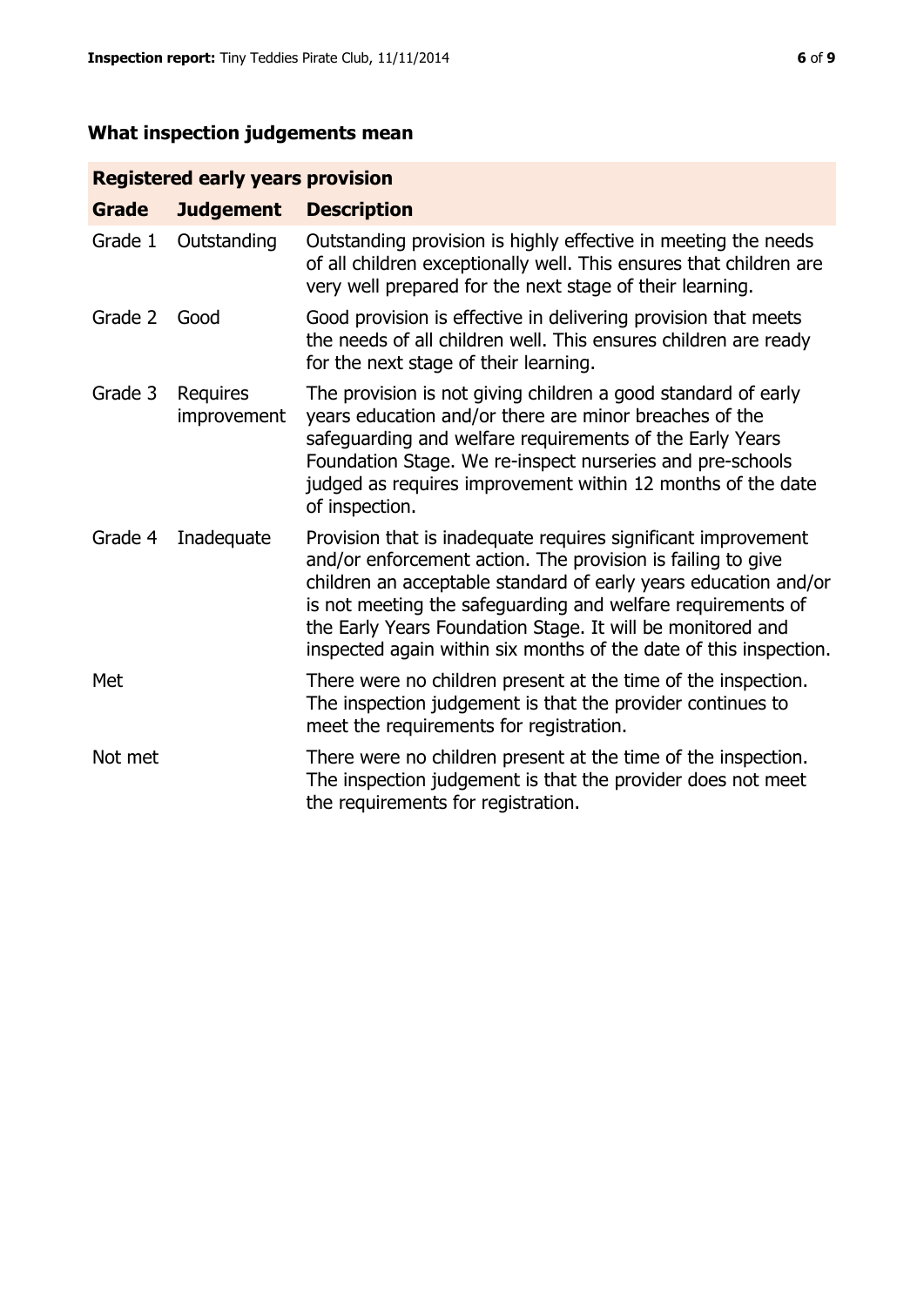## What inspection judgements mean

| Registered early years provision | | |
|---|---|---|
| **Grade** | **Judgement** | **Description** |
| Grade 1 | Outstanding | Outstanding provision is highly effective in meeting the needs of all children exceptionally well. This ensures that children are very well prepared for the next stage of their learning. |
| Grade 2 | Good | Good provision is effective in delivering provision that meets the needs of all children well. This ensures children are ready for the next stage of their learning. |
| Grade 3 | Requires improvement | The provision is not giving children a good standard of early years education and/or there are minor breaches of the safeguarding and welfare requirements of the Early Years Foundation Stage. We re-inspect nurseries and pre-schools judged as requires improvement within 12 months of the date of inspection. |
| Grade 4 | Inadequate | Provision that is inadequate requires significant improvement and/or enforcement action. The provision is failing to give children an acceptable standard of early years education and/or is not meeting the safeguarding and welfare requirements of the Early Years Foundation Stage. It will be monitored and inspected again within six months of the date of this inspection. |
| Met | | There were no children present at the time of the inspection. The inspection judgement is that the provider continues to meet the requirements for registration. |
| Not met | | There were no children present at the time of the inspection. The inspection judgement is that the provider does not meet the requirements for registration. |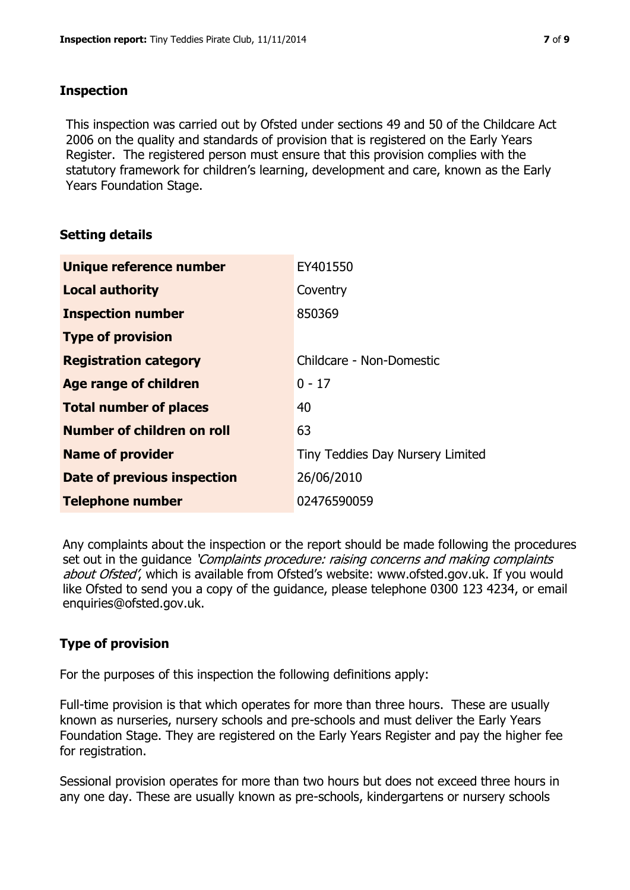## Inspection

This inspection was carried out by Ofsted under sections 49 and 50 of the Childcare Act 2006 on the quality and standards of provision that is registered on the Early Years Register. The registered person must ensure that this provision complies with the statutory framework for children's learning, development and care, known as the Early Years Foundation Stage.

## Setting details

| | |
|---|---|
| **Unique reference number** | EY401550 |
| **Local authority** | Coventry |
| **Inspection number** | 850369 |
| **Type of provision** | |
| **Registration category** | Childcare - Non-Domestic |
| **Age range of children** | 0 - 17 |
| **Total number of places** | 40 |
| **Number of children on roll** | 63 |
| **Name of provider** | Tiny Teddies Day Nursery Limited |
| **Date of previous inspection** | 26/06/2010 |
| **Telephone number** | 02476590059 |

Any complaints about the inspection or the report should be made following the procedures set out in the guidance *'Complaints procedure: raising concerns and making complaints about Ofsted'*, which is available from Ofsted's website: www.ofsted.gov.uk. If you would like Ofsted to send you a copy of the guidance, please telephone 0300 123 4234, or email enquiries@ofsted.gov.uk.

## Type of provision

For the purposes of this inspection the following definitions apply:

Full-time provision is that which operates for more than three hours. These are usually known as nurseries, nursery schools and pre-schools and must deliver the Early Years Foundation Stage. They are registered on the Early Years Register and pay the higher fee for registration.

Sessional provision operates for more than two hours but does not exceed three hours in any one day. These are usually known as pre-schools, kindergartens or nursery schools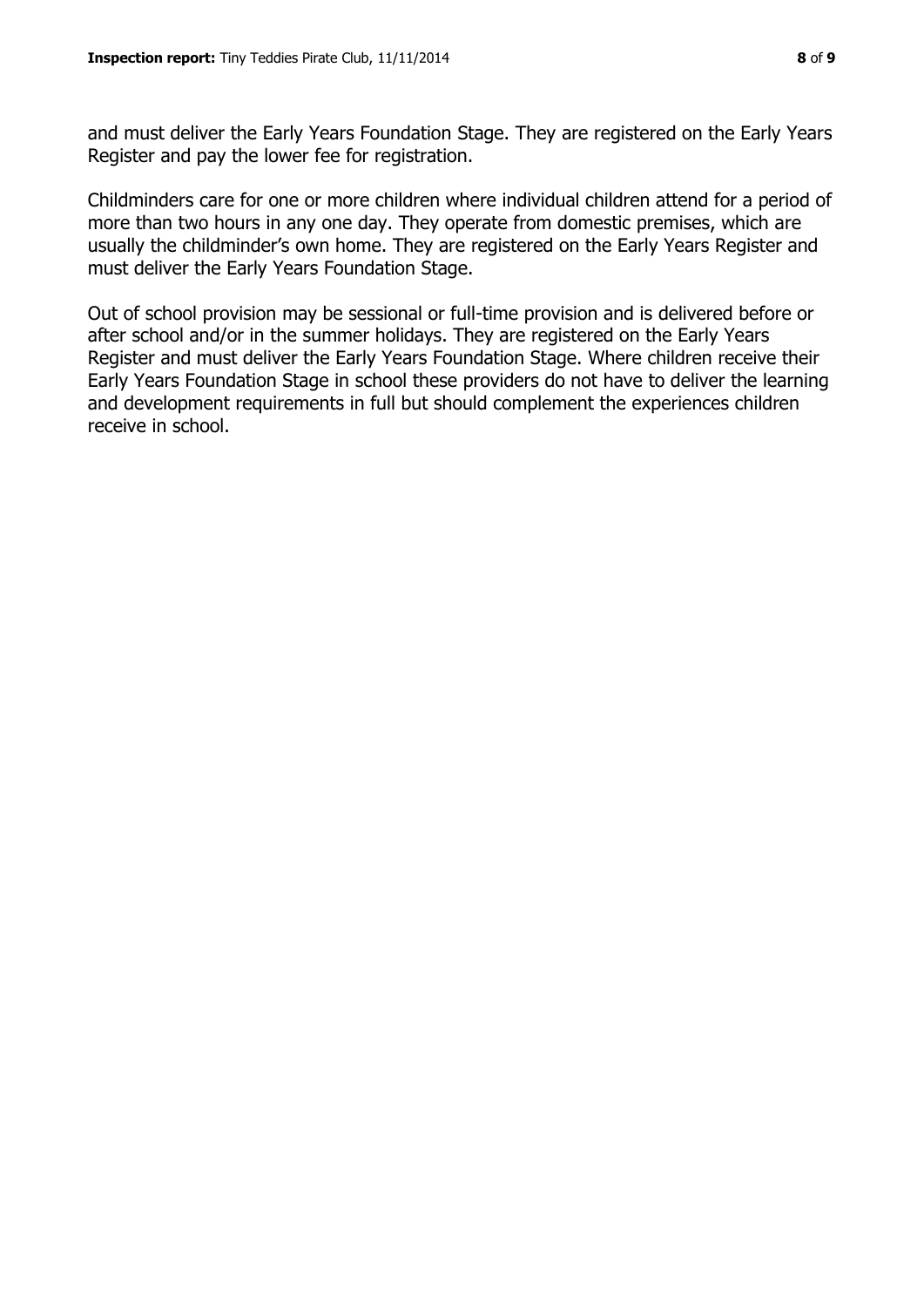and must deliver the Early Years Foundation Stage. They are registered on the Early Years Register and pay the lower fee for registration.

Childminders care for one or more children where individual children attend for a period of more than two hours in any one day. They operate from domestic premises, which are usually the childminder's own home. They are registered on the Early Years Register and must deliver the Early Years Foundation Stage.

Out of school provision may be sessional or full-time provision and is delivered before or after school and/or in the summer holidays. They are registered on the Early Years Register and must deliver the Early Years Foundation Stage. Where children receive their Early Years Foundation Stage in school these providers do not have to deliver the learning and development requirements in full but should complement the experiences children receive in school.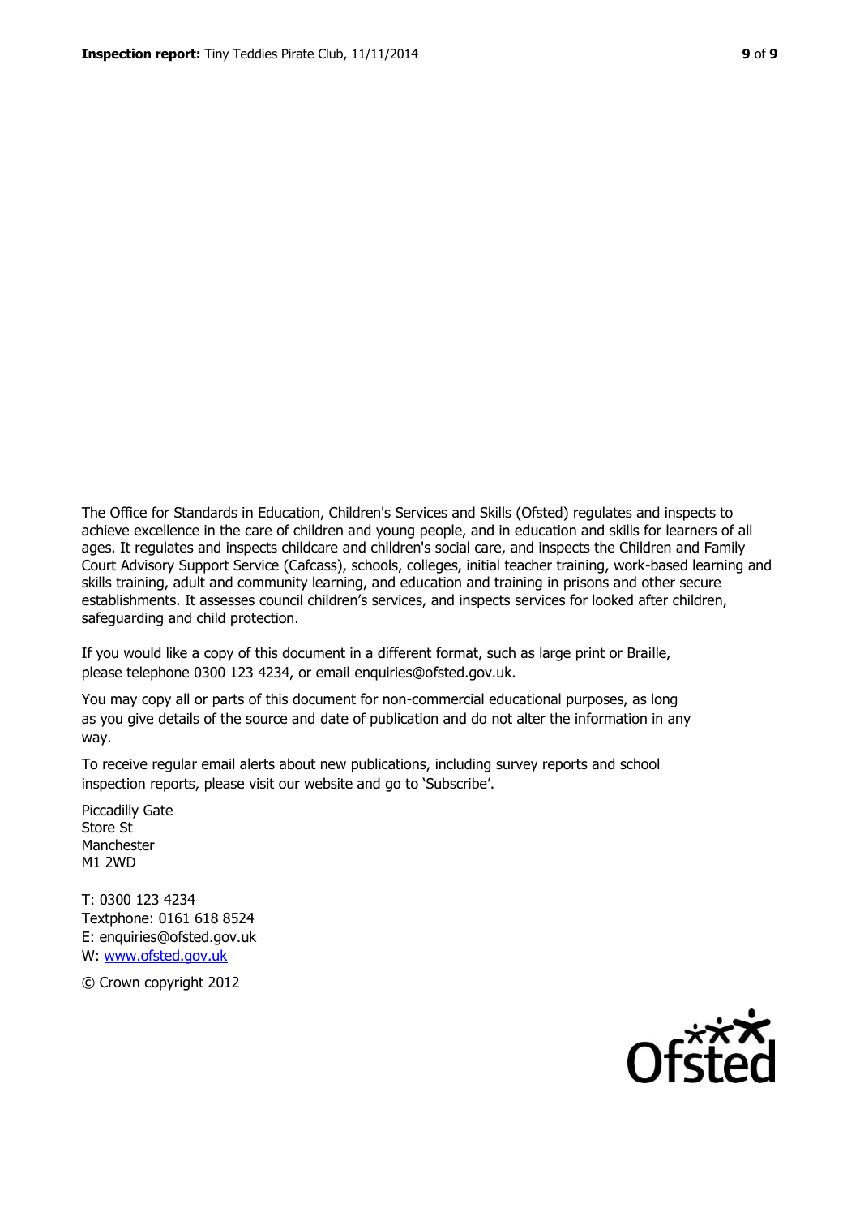The Office for Standards in Education, Children's Services and Skills (Ofsted) regulates and inspects to achieve excellence in the care of children and young people, and in education and skills for learners of all ages. It regulates and inspects childcare and children's social care, and inspects the Children and Family Court Advisory Support Service (Cafcass), schools, colleges, initial teacher training, work-based learning and skills training, adult and community learning, and education and training in prisons and other secure establishments. It assesses council children's services, and inspects services for looked after children, safeguarding and child protection.

If you would like a copy of this document in a different format, such as large print or Braille, please telephone 0300 123 4234, or email enquiries@ofsted.gov.uk.

You may copy all or parts of this document for non-commercial educational purposes, as long as you give details of the source and date of publication and do not alter the information in any way.

To receive regular email alerts about new publications, including survey reports and school inspection reports, please visit our website and go to 'Subscribe'.

Piccadilly Gate
Store St
Manchester
M1 2WD

T: 0300 123 4234
Textphone: 0161 618 8524
E: enquiries@ofsted.gov.uk
W: www.ofsted.gov.uk

© Crown copyright 2012

Ofsted